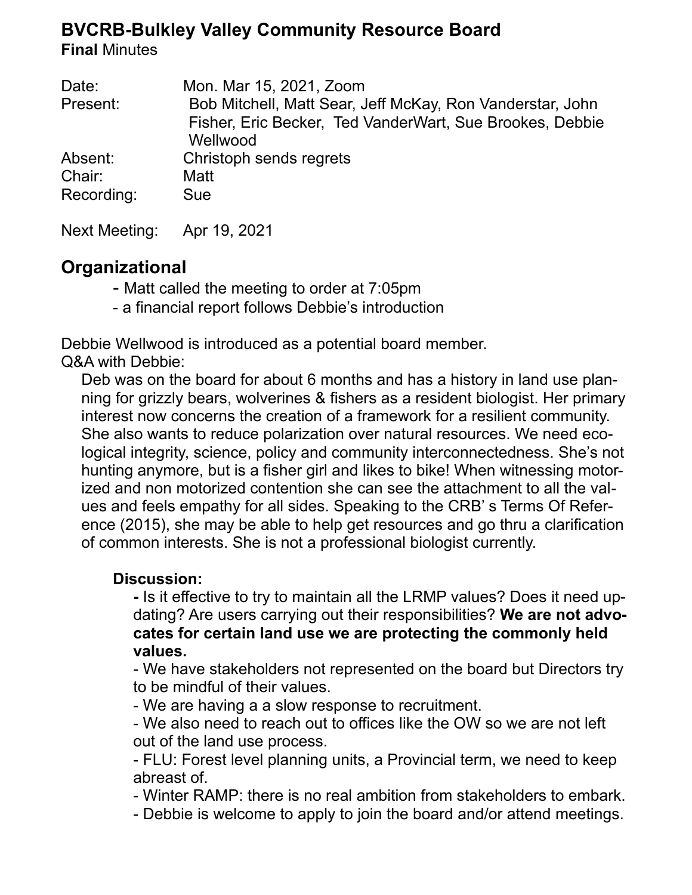## BVCRB-Bulkley Valley Community Resource Board

**Final** Minutes

| | |
|---|---|
| Date: | Mon. Mar 15, 2021, Zoom |
| Present: | Bob Mitchell, Matt Sear, Jeff McKay, Ron Vanderstar, John Fisher, Eric Becker, Ted VanderWart, Sue Brookes, Debbie Wellwood |
| Absent: | Christoph sends regrets |
| Chair: | Matt |
| Recording: | Sue |
| Next Meeting: | Apr 19, 2021 |

## Organizational

- Matt called the meeting to order at 7:05pm
- a financial report follows Debbie's introduction

Debbie Wellwood is introduced as a potential board member.

Q&A with Debbie:

Deb was on the board for about 6 months and has a history in land use planning for grizzly bears, wolverines & fishers as a resident biologist. Her primary interest now concerns the creation of a framework for a resilient community. She also wants to reduce polarization over natural resources. We need ecological integrity, science, policy and community interconnectedness. She's not hunting anymore, but is a fisher girl and likes to bike! When witnessing motorized and non motorized contention she can see the attachment to all the values and feels empathy for all sides. Speaking to the CRB' s Terms Of Reference (2015), she may be able to help get resources and go thru a clarification of common interests. She is not a professional biologist currently.

**Discussion:**

- Is it effective to try to maintain all the LRMP values? Does it need updating? Are users carrying out their responsibilities? **We are not advocates for certain land use we are protecting the commonly held values.**
- We have stakeholders not represented on the board but Directors try to be mindful of their values.
- We are having a a slow response to recruitment.
- We also need to reach out to offices like the OW so we are not left out of the land use process.
- FLU: Forest level planning units, a Provincial term, we need to keep abreast of.
- Winter RAMP: there is no real ambition from stakeholders to embark.
- Debbie is welcome to apply to join the board and/or attend meetings.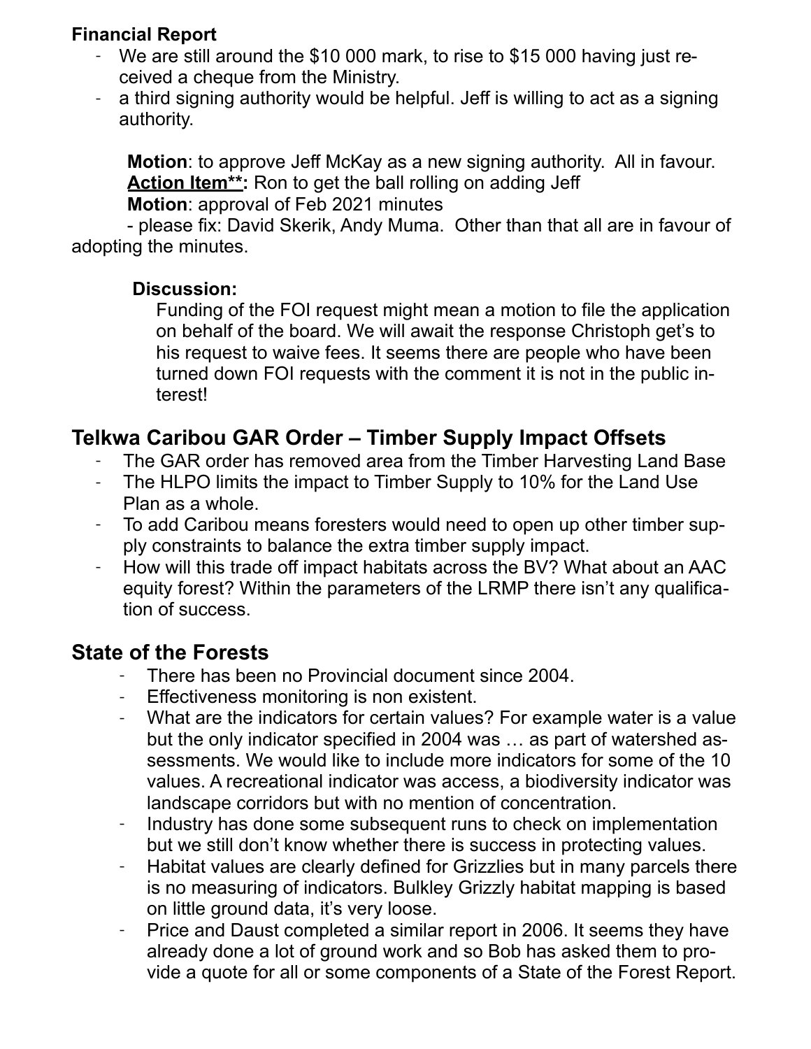**Financial Report**

- We are still around the $10 000 mark, to rise to $15 000 having just received a cheque from the Ministry.
- a third signing authority would be helpful. Jeff is willing to act as a signing authority.

  **Motion**: to approve Jeff McKay as a new signing authority. All in favour.
  **<u>Action Item</u>\*\*:** Ron to get the ball rolling on adding Jeff
  **Motion**: approval of Feb 2021 minutes
  - please fix: David Skerik, Andy Muma. Other than that all are in favour of adopting the minutes.

  **Discussion:**
  Funding of the FOI request might mean a motion to file the application on behalf of the board. We will await the response Christoph get's to his request to waive fees. It seems there are people who have been turned down FOI requests with the comment it is not in the public interest!

## Telkwa Caribou GAR Order – Timber Supply Impact Offsets

- The GAR order has removed area from the Timber Harvesting Land Base
- The HLPO limits the impact to Timber Supply to 10% for the Land Use Plan as a whole.
- To add Caribou means foresters would need to open up other timber supply constraints to balance the extra timber supply impact.
- How will this trade off impact habitats across the BV? What about an AAC equity forest? Within the parameters of the LRMP there isn't any qualification of success.

## State of the Forests

- There has been no Provincial document since 2004.
- Effectiveness monitoring is non existent.
- What are the indicators for certain values? For example water is a value but the only indicator specified in 2004 was … as part of watershed assessments. We would like to include more indicators for some of the 10 values. A recreational indicator was access, a biodiversity indicator was landscape corridors but with no mention of concentration.
- Industry has done some subsequent runs to check on implementation but we still don't know whether there is success in protecting values.
- Habitat values are clearly defined for Grizzlies but in many parcels there is no measuring of indicators. Bulkley Grizzly habitat mapping is based on little ground data, it's very loose.
- Price and Daust completed a similar report in 2006. It seems they have already done a lot of ground work and so Bob has asked them to provide a quote for all or some components of a State of the Forest Report.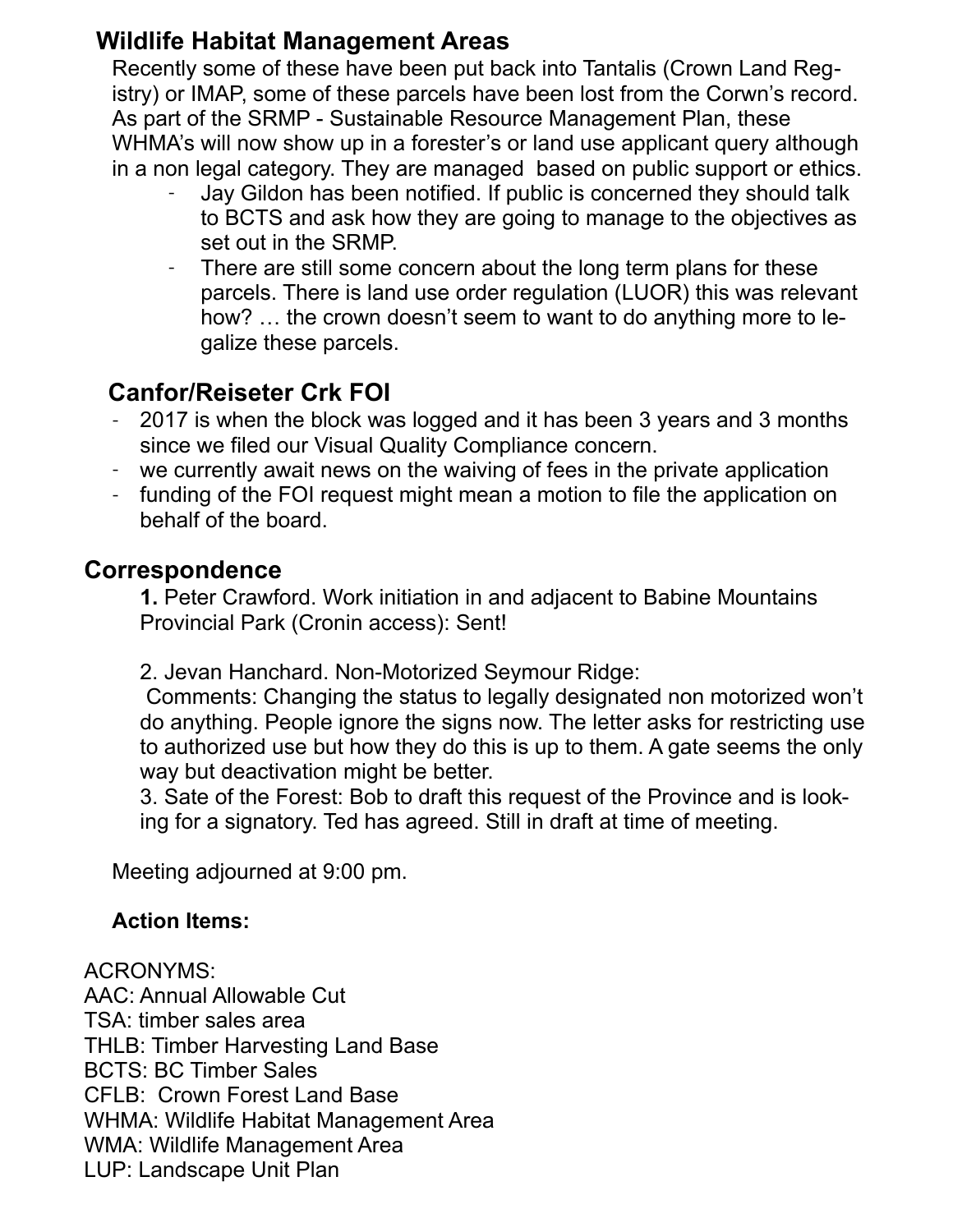## Wildlife Habitat Management Areas

Recently some of these have been put back into Tantalis (Crown Land Registry) or IMAP, some of these parcels have been lost from the Corwn's record. As part of the SRMP - Sustainable Resource Management Plan, these WHMA's will now show up in a forester's or land use applicant query although in a non legal category. They are managed based on public support or ethics.

- Jay Gildon has been notified. If public is concerned they should talk to BCTS and ask how they are going to manage to the objectives as set out in the SRMP.
- There are still some concern about the long term plans for these parcels. There is land use order regulation (LUOR) this was relevant how? … the crown doesn't seem to want to do anything more to legalize these parcels.

## Canfor/Reiseter Crk FOI

- 2017 is when the block was logged and it has been 3 years and 3 months since we filed our Visual Quality Compliance concern.
- we currently await news on the waiving of fees in the private application
- funding of the FOI request might mean a motion to file the application on behalf of the board.

## Correspondence

**1.** Peter Crawford. Work initiation in and adjacent to Babine Mountains Provincial Park (Cronin access): Sent!

2. Jevan Hanchard. Non-Motorized Seymour Ridge:
Comments: Changing the status to legally designated non motorized won't do anything. People ignore the signs now. The letter asks for restricting use to authorized use but how they do this is up to them. A gate seems the only way but deactivation might be better.

3. Sate of the Forest: Bob to draft this request of the Province and is looking for a signatory. Ted has agreed. Still in draft at time of meeting.

Meeting adjourned at 9:00 pm.

**Action Items:**

ACRONYMS:
AAC: Annual Allowable Cut
TSA: timber sales area
THLB: Timber Harvesting Land Base
BCTS: BC Timber Sales
CFLB: Crown Forest Land Base
WHMA: Wildlife Habitat Management Area
WMA: Wildlife Management Area
LUP: Landscape Unit Plan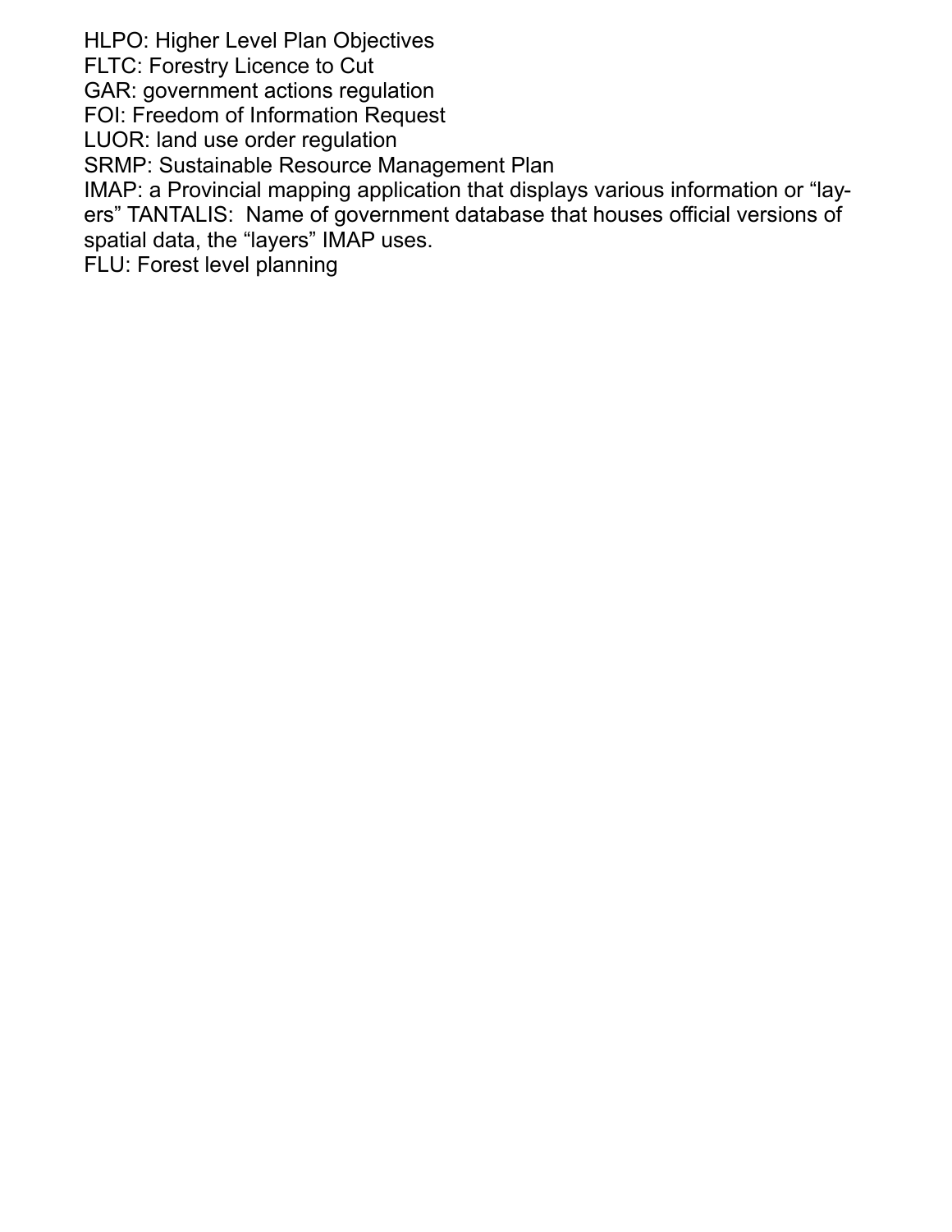HLPO: Higher Level Plan Objectives
FLTC: Forestry Licence to Cut
GAR: government actions regulation
FOI: Freedom of Information Request
LUOR: land use order regulation
SRMP: Sustainable Resource Management Plan
IMAP: a Provincial mapping application that displays various information or "layers" TANTALIS: Name of government database that houses official versions of spatial data, the "layers" IMAP uses.
FLU: Forest level planning